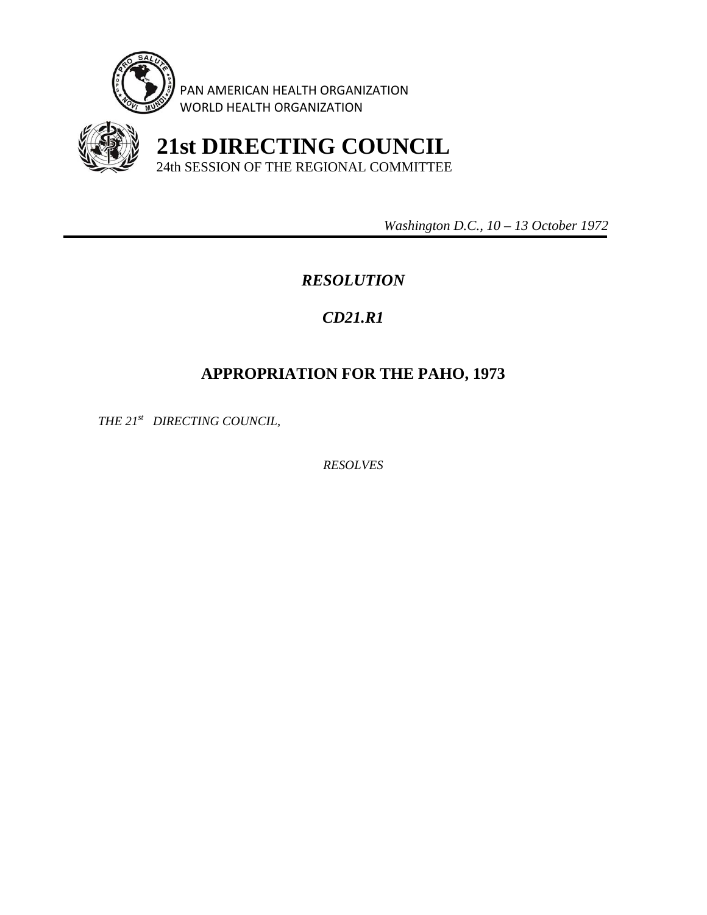PAN AMERICAN HEALTH ORGANIZATION
WORLD HEALTH ORGANIZATION

# 21st DIRECTING COUNCIL

24th SESSION OF THE REGIONAL COMMITTEE

*Washington D.C., 10 – 13 October 1972*

---

## *RESOLUTION*

## *CD21.R1*

## APPROPRIATION FOR THE PAHO, 1973

*THE 21st DIRECTING COUNCIL,*

*RESOLVES*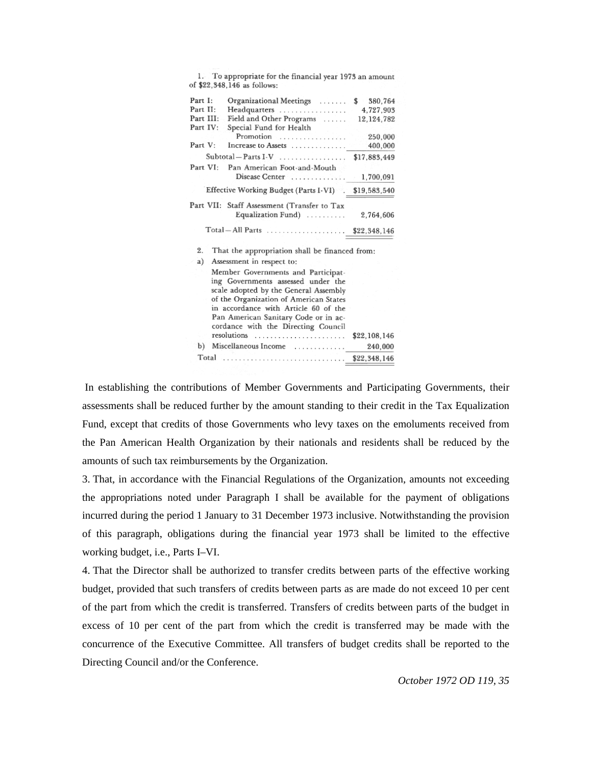1. To appropriate for the financial year 1973 an amount of $22,348,146 as follows:

| | | |
|---|---|---|
| Part I: | Organizational Meetings | $ 380,764 |
| Part II: | Headquarters | 4,727,903 |
| Part III: | Field and Other Programs | 12,124,782 |
| Part IV: | Special Fund for Health Promotion | 250,000 |
| Part V: | Increase to Assets | 400,000 |
| | Subtotal—Parts I-V | $17,883,449 |
| Part VI: | Pan American Foot-and-Mouth Disease Center | 1,700,091 |
| | Effective Working Budget (Parts I-VI) | $19,583,540 |
| Part VII: | Staff Assessment (Transfer to Tax Equalization Fund) | 2,764,606 |
| | Total—All Parts | $22,348,146 |

2. That the appropriation shall be financed from:

| | | |
|---|---|---|
| a) | Assessment in respect to: Member Governments and Participating Governments assessed under the scale adopted by the General Assembly of the Organization of American States in accordance with Article 60 of the Pan American Sanitary Code or in accordance with the Directing Council resolutions | $22,108,146 |
| b) | Miscellaneous Income | 240,000 |
| | Total | $22,348,146 |

In establishing the contributions of Member Governments and Participating Governments, their assessments shall be reduced further by the amount standing to their credit in the Tax Equalization Fund, except that credits of those Governments who levy taxes on the emoluments received from the Pan American Health Organization by their nationals and residents shall be reduced by the amounts of such tax reimbursements by the Organization.

3. That, in accordance with the Financial Regulations of the Organization, amounts not exceeding the appropriations noted under Paragraph I shall be available for the payment of obligations incurred during the period 1 January to 31 December 1973 inclusive. Notwithstanding the provision of this paragraph, obligations during the financial year 1973 shall be limited to the effective working budget, i.e., Parts I–VI.

4. That the Director shall be authorized to transfer credits between parts of the effective working budget, provided that such transfers of credits between parts as are made do not exceed 10 per cent of the part from which the credit is transferred. Transfers of credits between parts of the budget in excess of 10 per cent of the part from which the credit is transferred may be made with the concurrence of the Executive Committee. All transfers of budget credits shall be reported to the Directing Council and/or the Conference.

*October 1972 OD 119, 35*